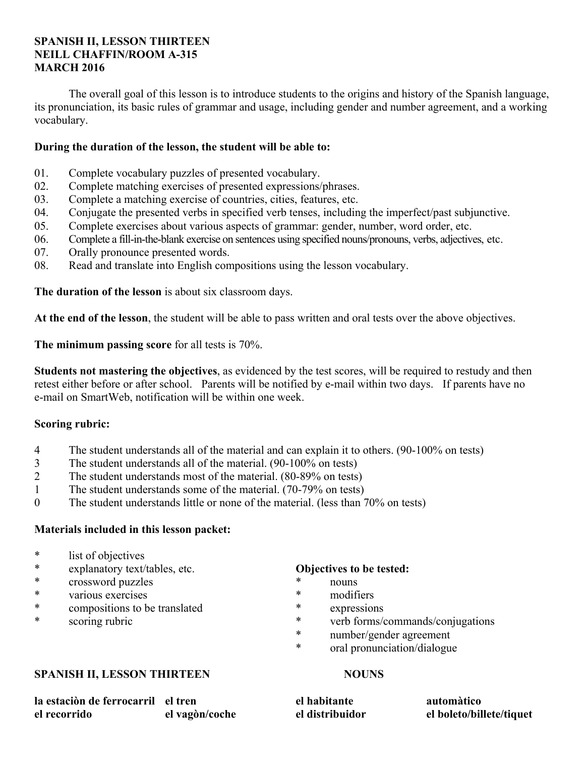**SPANISH II, LESSON THIRTEEN**
**NEILL CHAFFIN/ROOM A-315**
**MARCH 2016**

The overall goal of this lesson is to introduce students to the origins and history of the Spanish language, its pronunciation, its basic rules of grammar and usage, including gender and number agreement, and a working vocabulary.

**During the duration of the lesson, the student will be able to:**

01. Complete vocabulary puzzles of presented vocabulary.
02. Complete matching exercises of presented expressions/phrases.
03. Complete a matching exercise of countries, cities, features, etc.
04. Conjugate the presented verbs in specified verb tenses, including the imperfect/past subjunctive.
05. Complete exercises about various aspects of grammar: gender, number, word order, etc.
06. Complete a fill-in-the-blank exercise on sentences using specified nouns/pronouns, verbs, adjectives, etc.
07. Orally pronounce presented words.
08. Read and translate into English compositions using the lesson vocabulary.

**The duration of the lesson** is about six classroom days.

**At the end of the lesson**, the student will be able to pass written and oral tests over the above objectives.

**The minimum passing score** for all tests is 70%.

**Students not mastering the objectives**, as evidenced by the test scores, will be required to restudy and then retest either before or after school. Parents will be notified by e-mail within two days. If parents have no e-mail on SmartWeb, notification will be within one week.

**Scoring rubric:**

4 The student understands all of the material and can explain it to others. (90-100% on tests)
3 The student understands all of the material. (90-100% on tests)
2 The student understands most of the material. (80-89% on tests)
1 The student understands some of the material. (70-79% on tests)
0 The student understands little or none of the material. (less than 70% on tests)

**Materials included in this lesson packet:**

* list of objectives
* explanatory text/tables, etc.
* crossword puzzles
* various exercises
* compositions to be translated
* scoring rubric

**Objectives to be tested:**

* nouns
* modifiers
* expressions
* verb forms/commands/conjugations
* number/gender agreement
* oral pronunciation/dialogue

**SPANISH II, LESSON THIRTEEN** **NOUNS**

| | | | |
|---|---|---|---|
| **la estaciòn de ferrocarril** | **el tren** | **el habitante** | **automàtico** |
| **el recorrido** | **el vagòn/coche** | **el distribuidor** | **el boleto/billete/tiquet** |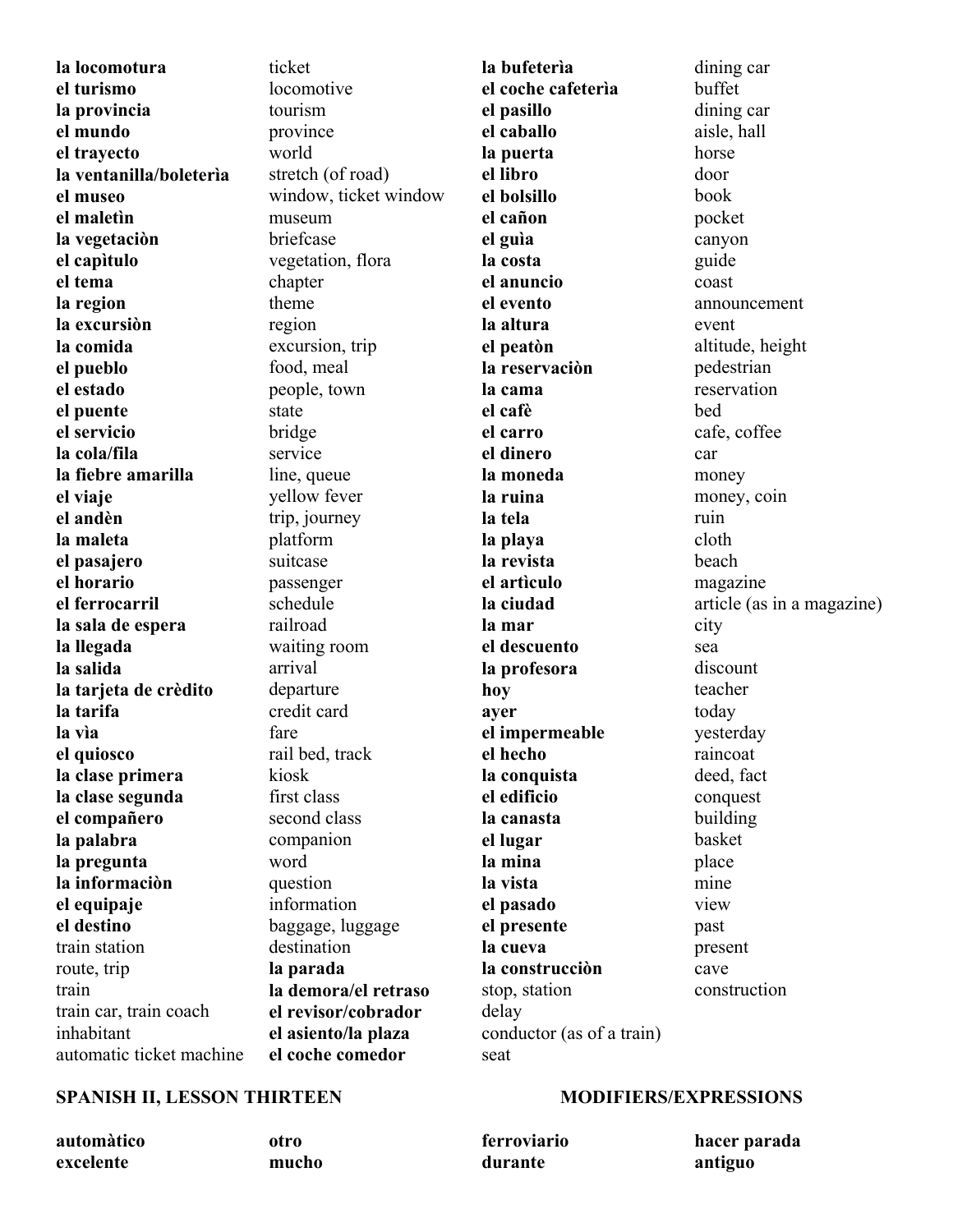| **la locomotura** | ticket | **la bufeterìa** | dining car |
|---|---|---|---|
| **el turismo** | locomotive | **el coche cafeterìa** | buffet |
| **la provincia** | tourism | **el pasillo** | dining car |
| **el mundo** | province | **el caballo** | aisle, hall |
| **el trayecto** | world | **la puerta** | horse |
| **la ventanilla/boleterìa** | stretch (of road) | **el libro** | door |
| **el museo** | window, ticket window | **el bolsillo** | book |
| **el maletìn** | museum | **el cañon** | pocket |
| **la vegetaciòn** | briefcase | **el guìa** | canyon |
| **el capìtulo** | vegetation, flora | **la costa** | guide |
| **el tema** | chapter | **el anuncio** | coast |
| **la region** | theme | **el evento** | announcement |
| **la excursiòn** | region | **la altura** | event |
| **la comida** | excursion, trip | **el peatòn** | altitude, height |
| **el pueblo** | food, meal | **la reservaciòn** | pedestrian |
| **el estado** | people, town | **la cama** | reservation |
| **el puente** | state | **el cafè** | bed |
| **el servicio** | bridge | **el carro** | cafe, coffee |
| **la cola/fila** | service | **el dinero** | car |
| **la fiebre amarilla** | line, queue | **la moneda** | money |
| **el viaje** | yellow fever | **la ruina** | money, coin |
| **el andèn** | trip, journey | **la tela** | ruin |
| **la maleta** | platform | **la playa** | cloth |
| **el pasajero** | suitcase | **la revista** | beach |
| **el horario** | passenger | **el artìculo** | magazine |
| **el ferrocarril** | schedule | **la ciudad** | article (as in a magazine) |
| **la sala de espera** | railroad | **la mar** | city |
| **la llegada** | waiting room | **el descuento** | sea |
| **la salida** | arrival | **la profesora** | discount |
| **la tarjeta de crèdito** | departure | **hoy** | teacher |
| **la tarifa** | credit card | **ayer** | today |
| **la vìa** | fare | **el impermeable** | yesterday |
| **el quiosco** | rail bed, track | **el hecho** | raincoat |
| **la clase primera** | kiosk | **la conquista** | deed, fact |
| **la clase segunda** | first class | **el edificio** | conquest |
| **el compañero** | second class | **la canasta** | building |
| **la palabra** | companion | **el lugar** | basket |
| **la pregunta** | word | **la mina** | place |
| **la informaciòn** | question | **la vista** | mine |
| **el equipaje** | information | **el pasado** | view |
| **el destino** | baggage, luggage | **el presente** | past |
| train station | destination | **la cueva** | present |
| route, trip | **la parada** | **la construcciòn** | cave |
| train | **la demora/el retraso** | stop, station | construction |
| train car, train coach | **el revisor/cobrador** | delay | |
| inhabitant | **el asiento/la plaza** | conductor (as of a train) | |
| automatic ticket machine | **el coche comedor** | seat | |

## SPANISH II, LESSON THIRTEEN

## MODIFIERS/EXPRESSIONS

| **automàtico** | **otro** | **ferroviario** | **hacer parada** |
|---|---|---|---|
| **excelente** | **mucho** | **durante** | **antiguo** |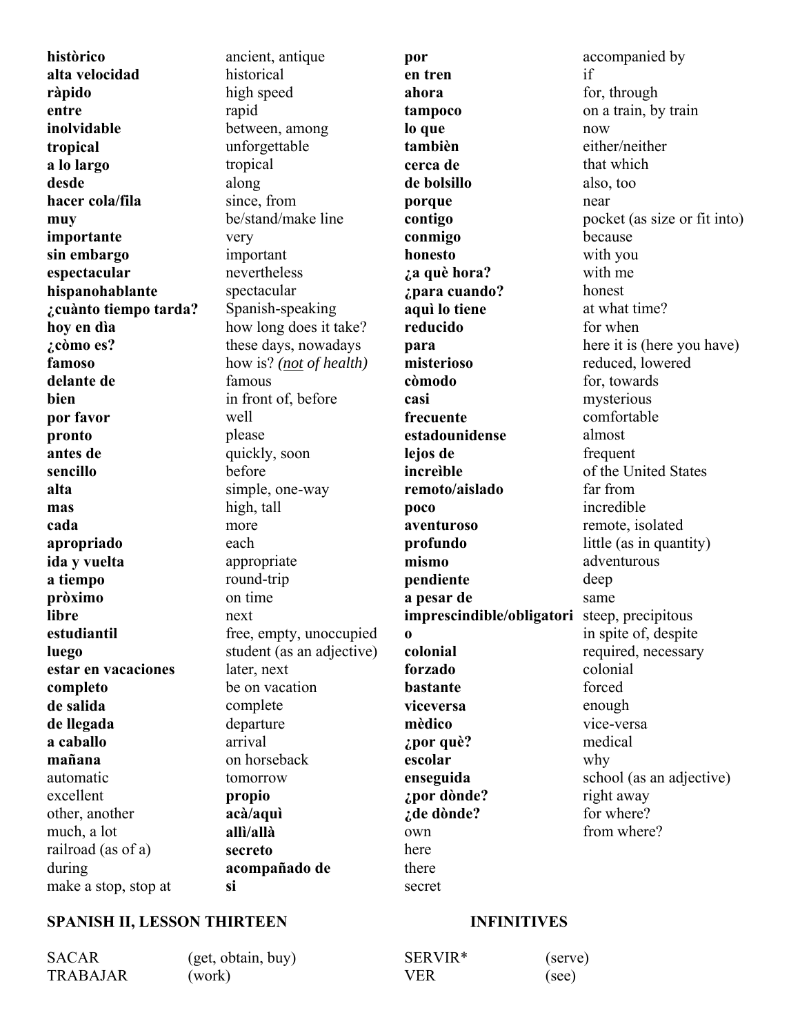| **històrico** | ancient, antique | **por** | accompanied by |
|---|---|---|---|
| **alta velocidad** | historical | **en tren** | if |
| **ràpido** | high speed | **ahora** | for, through |
| **entre** | rapid | **tampoco** | on a train, by train |
| **inolvidable** | between, among | **lo que** | now |
| **tropical** | unforgettable | **tambièn** | either/neither |
| **a lo largo** | tropical | **cerca de** | that which |
| **desde** | along | **de bolsillo** | also, too |
| **hacer cola/fila** | since, from | **porque** | near |
| **muy** | be/stand/make line | **contigo** | pocket (as size or fit into) |
| **importante** | very | **conmigo** | because |
| **sin embargo** | important | **honesto** | with you |
| **espectacular** | nevertheless | **¿a què hora?** | with me |
| **hispanohablante** | spectacular | **¿para cuando?** | honest |
| **¿cuànto tiempo tarda?** | Spanish-speaking | **aquì lo tiene** | at what time? |
| **hoy en dìa** | how long does it take? | **reducido** | for when |
| **¿còmo es?** | these days, nowadays | **para** | here it is (here you have) |
| **famoso** | how is? *(<u>not</u> of health)* | **misterioso** | reduced, lowered |
| **delante de** | famous | **còmodo** | for, towards |
| **bien** | in front of, before | **casi** | mysterious |
| **por favor** | well | **frecuente** | comfortable |
| **pronto** | please | **estadounidense** | almost |
| **antes de** | quickly, soon | **lejos de** | frequent |
| **sencillo** | before | **increìble** | of the United States |
| **alta** | simple, one-way | **remoto/aislado** | far from |
| **mas** | high, tall | **poco** | incredible |
| **cada** | more | **aventuroso** | remote, isolated |
| **apropriado** | each | **profundo** | little (as in quantity) |
| **ida y vuelta** | appropriate | **mismo** | adventurous |
| **a tiempo** | round-trip | **pendiente** | deep |
| **pròximo** | on time | **a pesar de** | same |
| **libre** | next | **imprescindible/obligatori** | steep, precipitous |
| **estudiantil** | free, empty, unoccupied | **o** | in spite of, despite |
| **luego** | student (as an adjective) | **colonial** | required, necessary |
| **estar en vacaciones** | later, next | **forzado** | colonial |
| **completo** | be on vacation | **bastante** | forced |
| **de salida** | complete | **viceversa** | enough |
| **de llegada** | departure | **mèdico** | vice-versa |
| **a caballo** | arrival | **¿por què?** | medical |
| **mañana** | on horseback | **escolar** | why |
| automatic | tomorrow | **enseguida** | school (as an adjective) |
| excellent | **propio** | **¿por dònde?** | right away |
| other, another | **acà/aquì** | **¿de dònde?** | for where? |
| much, a lot | **allì/allà** | own | from where? |
| railroad (as of a) | **secreto** | here | |
| during | **acompañado de** | there | |
| make a stop, stop at | **si** | secret | |

## SPANISH II, LESSON THIRTEEN — INFINITIVES

| | | | |
|---|---|---|---|
| SACAR | (get, obtain, buy) | SERVIR* | (serve) |
| TRABAJAR | (work) | VER | (see) |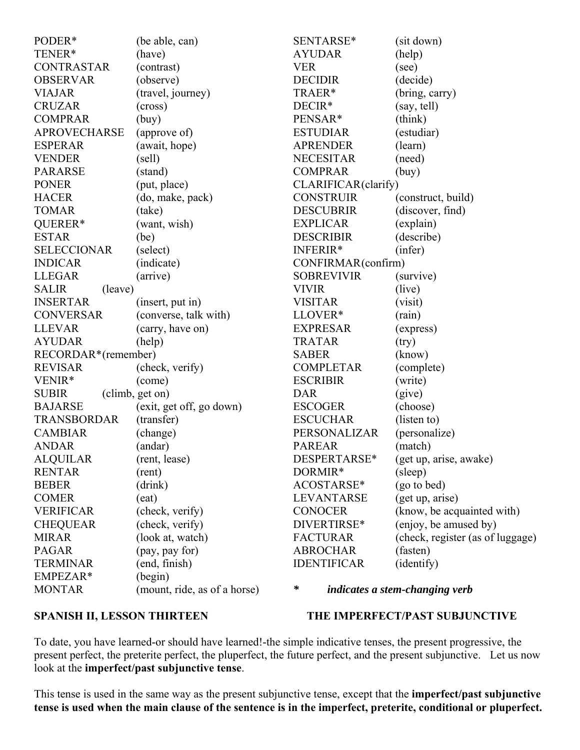PODER* (be able, can)
TENER* (have)
CONTRASTAR (contrast)
OBSERVAR (observe)
VIAJAR (travel, journey)
CRUZAR (cross)
COMPRAR (buy)
APROVECHARSE (approve of)
ESPERAR (await, hope)
VENDER (sell)
PARARSE (stand)
PONER (put, place)
HACER (do, make, pack)
TOMAR (take)
QUERER* (want, wish)
ESTAR (be)
SELECCIONAR (select)
INDICAR (indicate)
LLEGAR (arrive)
SALIR (leave)
INSERTAR (insert, put in)
CONVERSAR (converse, talk with)
LLEVAR (carry, have on)
AYUDAR (help)
RECORDAR*(remember)
REVISAR (check, verify)
VENIR* (come)
SUBIR (climb, get on)
BAJARSE (exit, get off, go down)
TRANSBORDAR (transfer)
CAMBIAR (change)
ANDAR (andar)
ALQUILAR (rent, lease)
RENTAR (rent)
BEBER (drink)
COMER (eat)
VERIFICAR (check, verify)
CHEQUEAR (check, verify)
MIRAR (look at, watch)
PAGAR (pay, pay for)
TERMINAR (end, finish)
EMPEZAR* (begin)
MONTAR (mount, ride, as of a horse)

SENTARSE* (sit down)
AYUDAR (help)
VER (see)
DECIDIR (decide)
TRAER* (bring, carry)
DECIR* (say, tell)
PENSAR* (think)
ESTUDIAR (estudiar)
APRENDER (learn)
NECESITAR (need)
COMPRAR (buy)
CLARIFICAR(clarify)
CONSTRUIR (construct, build)
DESCUBRIR (discover, find)
EXPLICAR (explain)
DESCRIBIR (describe)
INFERIR* (infer)
CONFIRMAR(confirm)
SOBREVIVIR (survive)
VIVIR (live)
VISITAR (visit)
LLOVER* (rain)
EXPRESAR (express)
TRATAR (try)
SABER (know)
COMPLETAR (complete)
ESCRIBIR (write)
DAR (give)
ESCOGER (choose)
ESCUCHAR (listen to)
PERSONALIZAR (personalize)
PAREAR (match)
DESPERTARSE* (get up, arise, awake)
DORMIR* (sleep)
ACOSTARSE* (go to bed)
LEVANTARSE (get up, arise)
CONOCER (know, be acquainted with)
DIVERTIRSE* (enjoy, be amused by)
FACTURAR (check, register (as of luggage)
ABROCHAR (fasten)
IDENTIFICAR (identify)

\* *indicates a stem-changing verb*

**SPANISH II, LESSON THIRTEEN** **THE IMPERFECT/PAST SUBJUNCTIVE**

To date, you have learned-or should have learned!-the simple indicative tenses, the present progressive, the present perfect, the preterite perfect, the pluperfect, the future perfect, and the present subjunctive. Let us now look at the **imperfect/past subjunctive tense**.

This tense is used in the same way as the present subjunctive tense, except that the **imperfect/past subjunctive tense is used when the main clause of the sentence is in the imperfect, preterite, conditional or pluperfect.**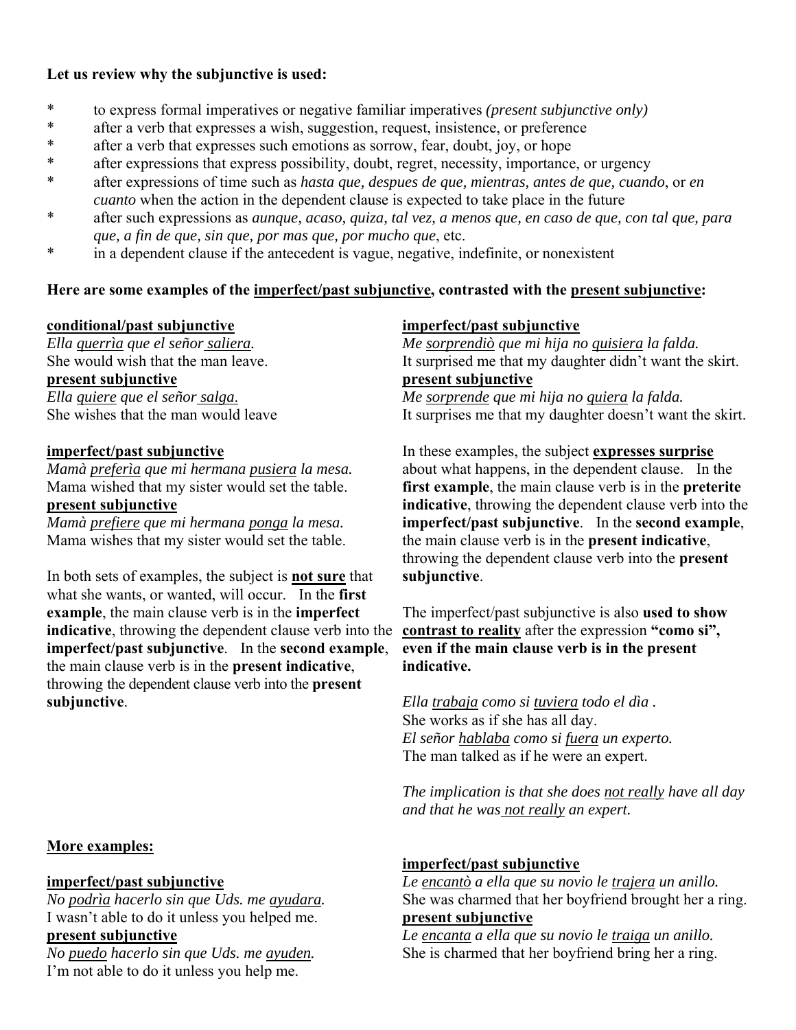**Let us review why the subjunctive is used:**

* to express formal imperatives or negative familiar imperatives *(present subjunctive only)*
* after a verb that expresses a wish, suggestion, request, insistence, or preference
* after a verb that expresses such emotions as sorrow, fear, doubt, joy, or hope
* after expressions that express possibility, doubt, regret, necessity, importance, or urgency
* after expressions of time such as *hasta que, despues de que, mientras, antes de que, cuando*, or *en cuanto* when the action in the dependent clause is expected to take place in the future
* after such expressions as *aunque, acaso, quiza, tal vez, a menos que, en caso de que, con tal que, para que, a fin de que, sin que, por mas que, por mucho que*, etc.
* in a dependent clause if the antecedent is vague, negative, indefinite, or nonexistent

**Here are some examples of the imperfect/past subjunctive, contrasted with the present subjunctive:**

**conditional/past subjunctive**
*Ella querrìa que el señor saliera.*
She would wish that the man leave.
**present subjunctive**
*Ella quiere que el señor salga.*
She wishes that the man would leave

**imperfect/past subjunctive**
*Mamà preferìa que mi hermana pusiera la mesa.*
Mama wished that my sister would set the table.
**present subjunctive**
*Mamà prefiere que mi hermana ponga la mesa.*
Mama wishes that my sister would set the table.

In both sets of examples, the subject is **not sure** that what she wants, or wanted, will occur. In the **first example**, the main clause verb is in the **imperfect indicative**, throwing the dependent clause verb into the **imperfect/past subjunctive**. In the **second example**, the main clause verb is in the **present indicative**, throwing the dependent clause verb into the **present subjunctive**.

**imperfect/past subjunctive**
*Me sorprendiò que mi hija no quisiera la falda.*
It surprised me that my daughter didn't want the skirt.
**present subjunctive**
*Me sorprende que mi hija no quiera la falda.*
It surprises me that my daughter doesn't want the skirt.

In these examples, the subject **expresses surprise** about what happens, in the dependent clause. In the **first example**, the main clause verb is in the **preterite indicative**, throwing the dependent clause verb into the **imperfect/past subjunctive**. In the **second example**, the main clause verb is in the **present indicative**, throwing the dependent clause verb into the **present subjunctive**.

The imperfect/past subjunctive is also **used to show contrast to reality** after the expression **"como si", even if the main clause verb is in the present indicative.**

*Ella trabaja como si tuviera todo el dìa .*
She works as if she has all day.
*El señor hablaba como si fuera un experto.*
The man talked as if he were an expert.

*The implication is that she does not really have all day and that he was not really an expert.*

**More examples:**

**imperfect/past subjunctive**
*No podrìa hacerlo sin que Uds. me ayudara.*
I wasn't able to do it unless you helped me.
**present subjunctive**
*No puedo hacerlo sin que Uds. me ayuden.*
I'm not able to do it unless you help me.

**imperfect/past subjunctive**
*Le encantò a ella que su novio le trajera un anillo.*
She was charmed that her boyfriend brought her a ring.
**present subjunctive**
*Le encanta a ella que su novio le traiga un anillo.*
She is charmed that her boyfriend bring her a ring.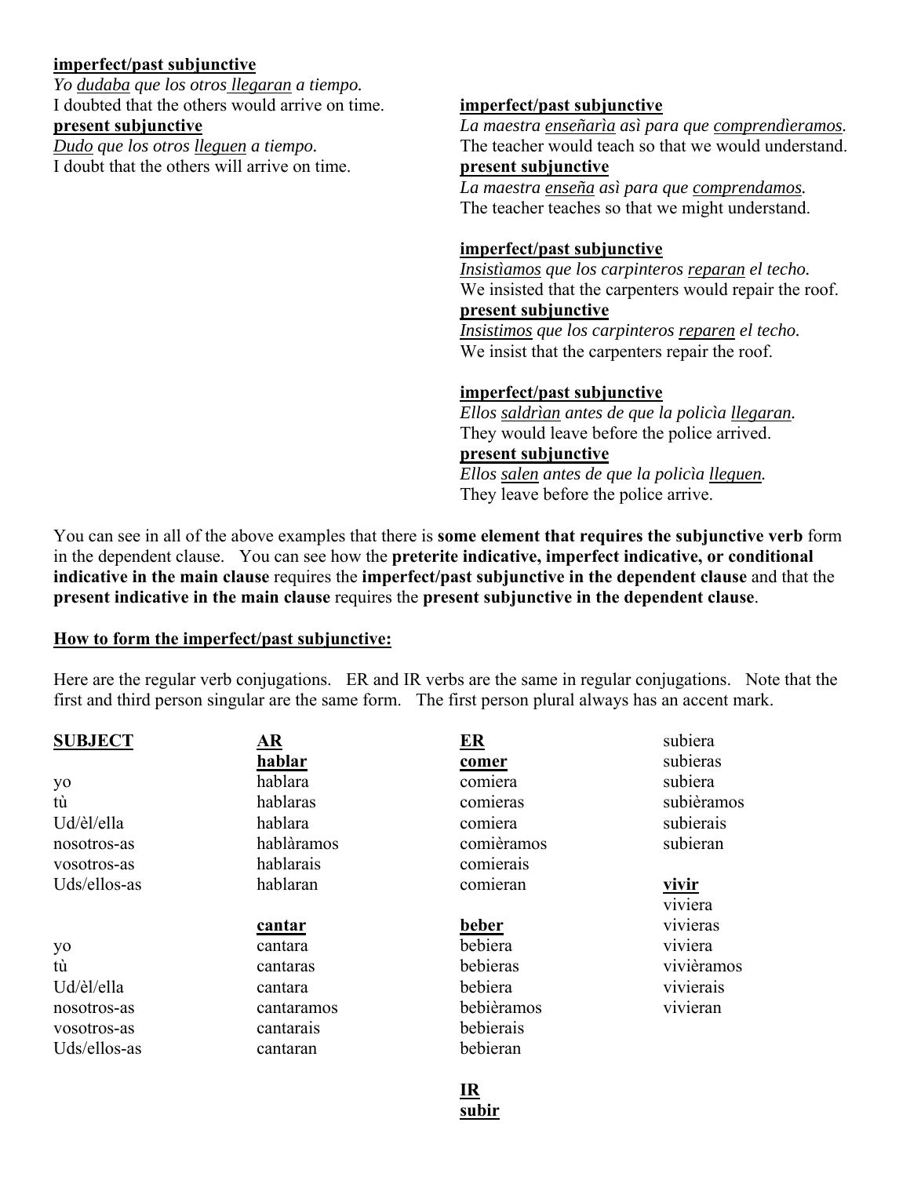**imperfect/past subjunctive**

*Yo* *dudaba* *que los otros* *llegaran* *a tiempo.*

I doubted that the others would arrive on time.

**present subjunctive**

*Dudo* *que los otros* *lleguen* *a tiempo.*

I doubt that the others will arrive on time.

**imperfect/past subjunctive**

*La maestra* *enseñarìa* *asì para que* *comprendìeramos.*

The teacher would teach so that we would understand.

**present subjunctive**

*La maestra* *enseña* *asì para que* *comprendamos.*

The teacher teaches so that we might understand.

**imperfect/past subjunctive**

*Insistìamos* *que los carpinteros* *reparan* *el techo.*

We insisted that the carpenters would repair the roof.

**present subjunctive**

*Insistimos* *que los carpinteros* *reparen* *el techo.*

We insist that the carpenters repair the roof.

**imperfect/past subjunctive**

*Ellos* *saldrìan* *antes de que la policìa* *llegaran.*

They would leave before the police arrived.

**present subjunctive**

*Ellos* *salen* *antes de que la policìa* *lleguen.*

They leave before the police arrive.

You can see in all of the above examples that there is **some element that requires the subjunctive verb** form in the dependent clause. You can see how the **preterite indicative, imperfect indicative, or conditional indicative in the main clause** requires the **imperfect/past subjunctive in the dependent clause** and that the **present indicative in the main clause** requires the **present subjunctive in the dependent clause**.

**How to form the imperfect/past subjunctive:**

Here are the regular verb conjugations. ER and IR verbs are the same in regular conjugations. Note that the first and third person singular are the same form. The first person plural always has an accent mark.

| SUBJECT | AR hablar | ER comer | IR subir |
|---|---|---|---|
| yo | hablara | comiera | subiera |
| tù | hablaras | comieras | subieras |
| Ud/èl/ella | hablara | comiera | subiera |
| nosotros-as | hablàramos | comièramos | subièramos |
| vosotros-as | hablarais | comierais | subierais |
| Uds/ellos-as | hablaran | comieran | subieran |

| SUBJECT | cantar | beber | vivir |
|---|---|---|---|
| yo | cantara | bebiera | viviera |
| tù | cantaras | bebieras | vivieras |
| Ud/èl/ella | cantara | bebiera | viviera |
| nosotros-as | cantaramos | bebièramos | vivièramos |
| vosotros-as | cantarais | bebierais | vivierais |
| Uds/ellos-as | cantaran | bebieran | vivieran |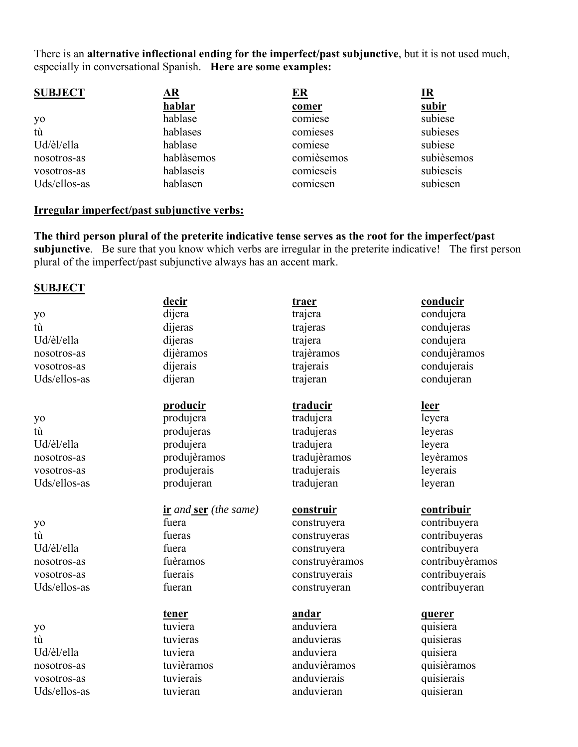There is an **alternative inflectional ending for the imperfect/past subjunctive**, but it is not used much, especially in conversational Spanish. **Here are some examples:**

| **SUBJECT** | **AR** **hablar** | **ER** **comer** | **IR** **subir** |
|---|---|---|---|
| yo | hablase | comiese | subiese |
| tù | hablases | comieses | subieses |
| Ud/èl/ella | hablase | comiese | subiese |
| nosotros-as | hablàsemos | comièsemos | subièsemos |
| vosotros-as | hablaseis | comieseis | subieseis |
| Uds/ellos-as | hablasen | comiesen | subiesen |

**Irregular imperfect/past subjunctive verbs:**

**The third person plural of the preterite indicative tense serves as the root for the imperfect/past subjunctive**. Be sure that you know which verbs are irregular in the preterite indicative! The first person plural of the imperfect/past subjunctive always has an accent mark.

| **SUBJECT** | **decir** | **traer** | **conducir** |
|---|---|---|---|
| yo | dijera | trajera | condujera |
| tù | dijeras | trajeras | condujeras |
| Ud/èl/ella | dijeras | trajera | condujera |
| nosotros-as | dijèramos | trajèramos | condujèramos |
| vosotros-as | dijerais | trajerais | condujerais |
| Uds/ellos-as | dijeran | trajeran | condujeran |
| | **producir** | **traducir** | **leer** |
| yo | produjera | tradujera | leyera |
| tù | produjeras | tradujeras | leyeras |
| Ud/èl/ella | produjera | tradujera | leyera |
| nosotros-as | produjèramos | tradujèramos | leyèramos |
| vosotros-as | produjerais | tradujerais | leyerais |
| Uds/ellos-as | produjeran | tradujeran | leyeran |
| | **ir** *and* **ser** *(the same)* | **construir** | **contribuir** |
| yo | fuera | construyera | contribuyera |
| tù | fueras | construyeras | contribuyeras |
| Ud/èl/ella | fuera | construyera | contribuyera |
| nosotros-as | fuèramos | construyèramos | contribuyèramos |
| vosotros-as | fuerais | construyerais | contribuyerais |
| Uds/ellos-as | fueran | construyeran | contribuyeran |
| | **tener** | **andar** | **querer** |
| yo | tuviera | anduviera | quisiera |
| tù | tuvieras | anduvieras | quisieras |
| Ud/èl/ella | tuviera | anduviera | quisiera |
| nosotros-as | tuvièramos | anduvièramos | quisièramos |
| vosotros-as | tuvierais | anduvierais | quisierais |
| Uds/ellos-as | tuvieran | anduvieran | quisieran |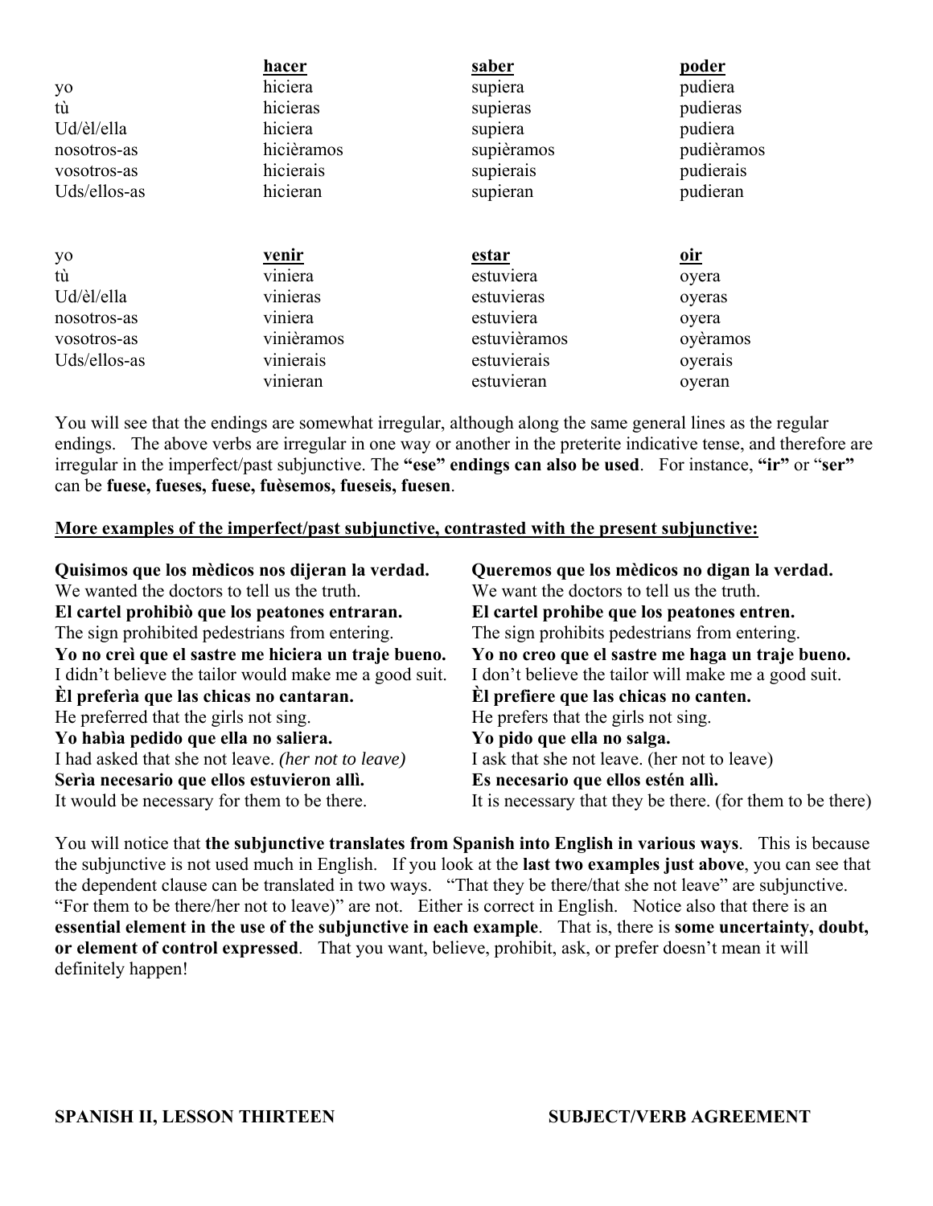| | **hacer** | **saber** | **poder** |
|---|---|---|---|
| yo | hiciera | supiera | pudiera |
| tù | hicieras | supieras | pudieras |
| Ud/èl/ella | hiciera | supiera | pudiera |
| nosotros-as | hicièramos | supièramos | pudièramos |
| vosotros-as | hicierais | supierais | pudierais |
| Uds/ellos-as | hicieran | supieran | pudieran |

| yo | **venir** | **estar** | **oir** |
|---|---|---|---|
| tù | viniera | estuviera | oyera |
| Ud/èl/ella | vinieras | estuvieras | oyeras |
| nosotros-as | viniera | estuviera | oyera |
| vosotros-as | vinièramos | estuvièramos | oyèramos |
| Uds/ellos-as | vinierais | estuvierais | oyerais |
| | vinieran | estuvieran | oyeran |

You will see that the endings are somewhat irregular, although along the same general lines as the regular endings. The above verbs are irregular in one way or another in the preterite indicative tense, and therefore are irregular in the imperfect/past subjunctive. The **"ese" endings can also be used**. For instance, **"ir"** or "**ser"** can be **fuese, fueses, fuese, fuèsemos, fueseis, fuesen**.

**More examples of the imperfect/past subjunctive, contrasted with the present subjunctive:**

| | |
|---|---|
| **Quisimos que los mèdicos nos dijeran la verdad.** | **Queremos que los mèdicos no digan la verdad.** |
| We wanted the doctors to tell us the truth. | We want the doctors to tell us the truth. |
| **El cartel prohibiò que los peatones entraran.** | **El cartel prohibe que los peatones entren.** |
| The sign prohibited pedestrians from entering. | The sign prohibits pedestrians from entering. |
| **Yo no creì que el sastre me hiciera un traje bueno.** | **Yo no creo que el sastre me haga un traje bueno.** |
| I didn't believe the tailor would make me a good suit. | I don't believe the tailor will make me a good suit. |
| **Èl preferìa que las chicas no cantaran.** | **Èl prefiere que las chicas no canten.** |
| He preferred that the girls not sing. | He prefers that the girls not sing. |
| **Yo habìa pedido que ella no saliera.** | **Yo pido que ella no salga.** |
| I had asked that she not leave. *(her not to leave)* | I ask that she not leave. (her not to leave) |
| **Serìa necesario que ellos estuvieron allì.** | **Es necesario que ellos estén allì.** |
| It would be necessary for them to be there. | It is necessary that they be there. (for them to be there) |

You will notice that **the subjunctive translates from Spanish into English in various ways**. This is because the subjunctive is not used much in English. If you look at the **last two examples just above**, you can see that the dependent clause can be translated in two ways. "That they be there/that she not leave" are subjunctive. "For them to be there/her not to leave)" are not. Either is correct in English. Notice also that there is an **essential element in the use of the subjunctive in each example**. That is, there is **some uncertainty, doubt, or element of control expressed**. That you want, believe, prohibit, ask, or prefer doesn't mean it will definitely happen!

**SPANISH II, LESSON THIRTEEN SUBJECT/VERB AGREEMENT**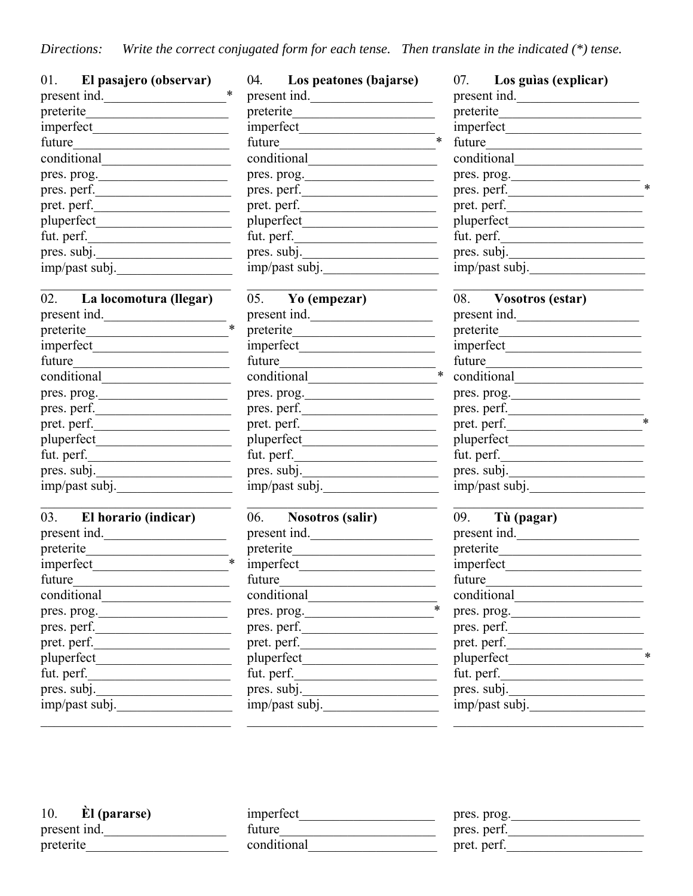*Directions: Write the correct conjugated form for each tense. Then translate in the indicated (*) tense.*

**01. El pasajero (observar)**
present ind.__________________*
preterite____________________
imperfect____________________
future____________________
conditional____________________
pres. prog.____________________
pres. perf.____________________
pret. perf.____________________
pluperfect____________________
fut. perf.____________________
pres. subj.____________________
imp/past subj.____________________
____________________

**02. La locomotura (llegar)**
present ind.____________________
preterite__________________*
imperfect____________________
future____________________
conditional____________________
pres. prog.____________________
pres. perf.____________________
pret. perf.____________________
pluperfect____________________
fut. perf.____________________
pres. subj.____________________
imp/past subj.____________________
____________________

**03. El horario (indicar)**
present ind.____________________
preterite____________________
imperfect__________________*
future____________________
conditional____________________
pres. prog.____________________
pres. perf.____________________
pret. perf.____________________
pluperfect____________________
fut. perf.____________________
pres. subj.____________________
imp/past subj.____________________
____________________

**04. Los peatones (bajarse)**
present ind.____________________
preterite____________________
imperfect____________________
future__________________*
conditional____________________
pres. prog.____________________
pres. perf.____________________
pret. perf.____________________
pluperfect____________________
fut. perf.____________________
pres. subj.____________________
imp/past subj.____________________
____________________

**05. Yo (empezar)**
present ind.____________________
preterite____________________
imperfect____________________
future____________________
conditional__________________*
pres. prog.____________________
pres. perf.____________________
pret. perf.____________________
pluperfect____________________
fut. perf.____________________
pres. subj.____________________
imp/past subj.____________________
____________________

**06. Nosotros (salir)**
present ind.____________________
preterite____________________
imperfect____________________
future____________________
conditional____________________
pres. prog.__________________*
pres. perf.____________________
pret. perf.____________________
pluperfect____________________
fut. perf.____________________
pres. subj.____________________
imp/past subj.____________________
____________________

**07. Los guìas (explicar)**
present ind.____________________
preterite____________________
imperfect____________________
future____________________
conditional____________________
pres. prog.____________________
pres. perf.__________________*
pret. perf.____________________
pluperfect____________________
fut. perf.____________________
pres. subj.____________________
imp/past subj.____________________
____________________

**08. Vosotros (estar)**
present ind.____________________
preterite____________________
imperfect____________________
future____________________
conditional____________________
pres. prog.____________________
pres. perf.____________________
pret. perf.__________________*
pluperfect____________________
fut. perf.____________________
pres. subj.____________________
imp/past subj.____________________
____________________

**09. Tù (pagar)**
present ind.____________________
preterite____________________
imperfect____________________
future____________________
conditional____________________
pres. prog.____________________
pres. perf.____________________
pret. perf.____________________
pluperfect__________________*
fut. perf.____________________
pres. subj.____________________
imp/past subj.____________________
____________________

**10. Èl (pararse)**
present ind.____________________
preterite____________________
imperfect____________________
future____________________
conditional____________________
pres. prog.____________________
pres. perf.____________________
pret. perf.____________________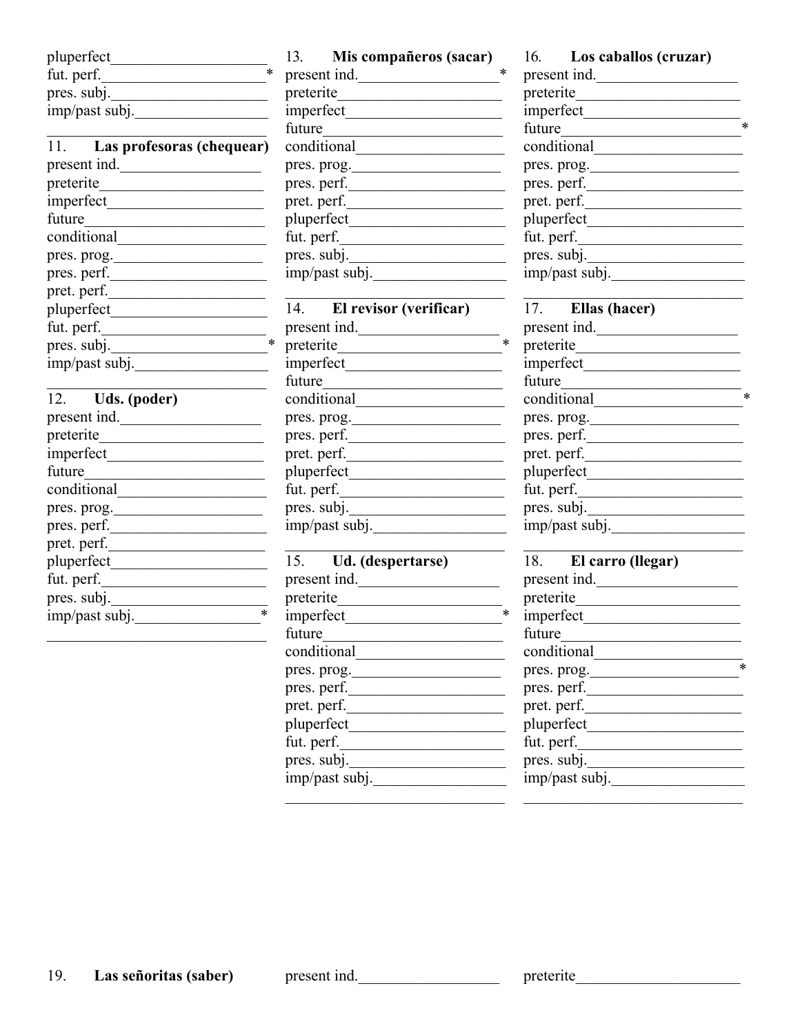pluperfect____________________
fut. perf.____________________*
pres. subj.____________________
imp/past subj.________________

______________________________

11. **Las profesoras (chequear)**
present ind.__________________
preterite_____________________
imperfect____________________
future_______________________
conditional___________________
pres. prog.___________________
pres. perf.___________________
pret. perf.___________________
pluperfect____________________
fut. perf.____________________
pres. subj.____________________*
imp/past subj.________________

______________________________

12. **Uds. (poder)**
present ind.__________________
preterite_____________________
imperfect____________________
future_______________________
conditional___________________
pres. prog.___________________
pres. perf.___________________
pret. perf.___________________
pluperfect____________________
fut. perf.____________________
pres. subj.____________________
imp/past subj.________________*

______________________________

13. **Mis compañeros (sacar)**
present ind.__________________*
preterite_____________________
imperfect____________________
future_______________________
conditional___________________
pres. prog.___________________
pres. perf.___________________
pret. perf.___________________
pluperfect____________________
fut. perf.____________________
pres. subj.____________________
imp/past subj.________________

______________________________

14. **El revisor (verificar)**
present ind.__________________
preterite_____________________*
imperfect____________________
future_______________________
conditional___________________
pres. prog.___________________
pres. perf.___________________
pret. perf.___________________
pluperfect____________________
fut. perf.____________________
pres. subj.____________________
imp/past subj.________________

______________________________

15. **Ud. (despertarse)**
present ind.__________________
preterite_____________________
imperfect____________________*
future_______________________
conditional___________________
pres. prog.___________________
pres. perf.___________________
pret. perf.___________________
pluperfect____________________
fut. perf.____________________
pres. subj.____________________
imp/past subj.________________

______________________________

16. **Los caballos (cruzar)**
present ind.__________________
preterite_____________________
imperfect____________________
future_______________________*
conditional___________________
pres. prog.___________________
pres. perf.___________________
pret. perf.___________________
pluperfect____________________
fut. perf.____________________
pres. subj.____________________
imp/past subj.________________

______________________________

17. **Ellas (hacer)**
present ind.__________________
preterite_____________________
imperfect____________________
future_______________________
conditional___________________*
pres. prog.___________________
pres. perf.___________________
pret. perf.___________________
pluperfect____________________
fut. perf.____________________
pres. subj.____________________
imp/past subj.________________

______________________________

18. **El carro (llegar)**
present ind.__________________
preterite_____________________
imperfect____________________
future_______________________
conditional___________________
pres. prog.___________________*
pres. perf.___________________
pret. perf.___________________
pluperfect____________________
fut. perf.____________________
pres. subj.____________________
imp/past subj.________________

______________________________

19. **Las señoritas (saber)**
present ind.__________________
preterite_____________________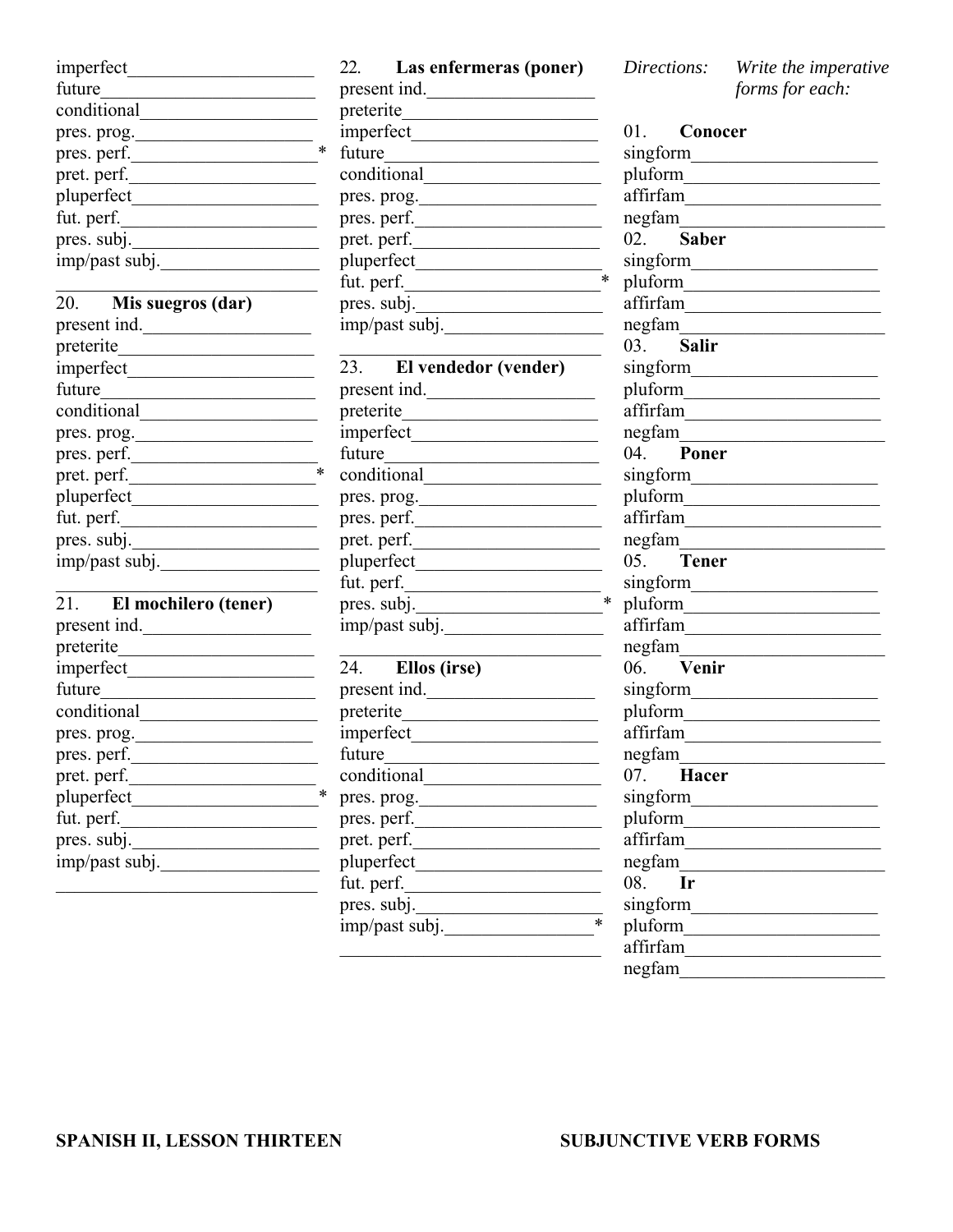imperfect____________________
future______________________
conditional__________________
pres. prog.__________________
pres. perf.__________________ *
pret. perf.__________________
pluperfect__________________
fut. perf.___________________
pres. subj.__________________
imp/past subj.________________
___________________________

20. **Mis suegros (dar)**
present ind.________________
preterite___________________
imperfect__________________
future_____________________
conditional_________________
pres. prog._________________
pres. perf._________________
pret. perf._________________ *
pluperfect_________________
fut. perf.__________________
pres. subj._________________
imp/past subj.______________
___________________________

21. **El mochilero (tener)**
present ind.________________
preterite___________________
imperfect__________________
future_____________________
conditional_________________
pres. prog._________________
pres. perf._________________
pret. perf._________________
pluperfect_________________ *
fut. perf.__________________
pres. subj._________________
imp/past subj.______________
___________________________

22. **Las enfermeras (poner)**
present ind.________________
preterite___________________
imperfect__________________
future_____________________
conditional_________________
pres. prog._________________
pres. perf._________________
pret. perf._________________
pluperfect_________________
fut. perf.__________________ *
pres. subj._________________
imp/past subj.______________
___________________________

23. **El vendedor (vender)**
present ind.________________
preterite___________________
imperfect__________________
future_____________________
conditional_________________
pres. prog._________________
pres. perf._________________
pret. perf._________________
pluperfect_________________
fut. perf.__________________
pres. subj._________________ *
imp/past subj.______________
___________________________

24. **Ellos (irse)**
present ind.________________
preterite___________________
imperfect__________________
future_____________________
conditional_________________
pres. prog._________________
pres. perf._________________
pret. perf._________________
pluperfect_________________
fut. perf.__________________
pres. subj._________________
imp/past subj.______________ *
___________________________

*Directions: Write the imperative forms for each:*

01. **Conocer**
singform___________________
pluform____________________
affirfam____________________
negfam____________________

02. **Saber**
singform___________________
pluform____________________
affirfam____________________
negfam____________________

03. **Salir**
singform___________________
pluform____________________
affirfam____________________
negfam____________________

04. **Poner**
singform___________________
pluform____________________
affirfam____________________
negfam____________________

05. **Tener**
singform___________________
pluform____________________
affirfam____________________
negfam____________________

06. **Venir**
singform___________________
pluform____________________
affirfam____________________
negfam____________________

07. **Hacer**
singform___________________
pluform____________________
affirfam____________________
negfam____________________

08. **Ir**
singform___________________
pluform____________________
affirfam____________________
negfam____________________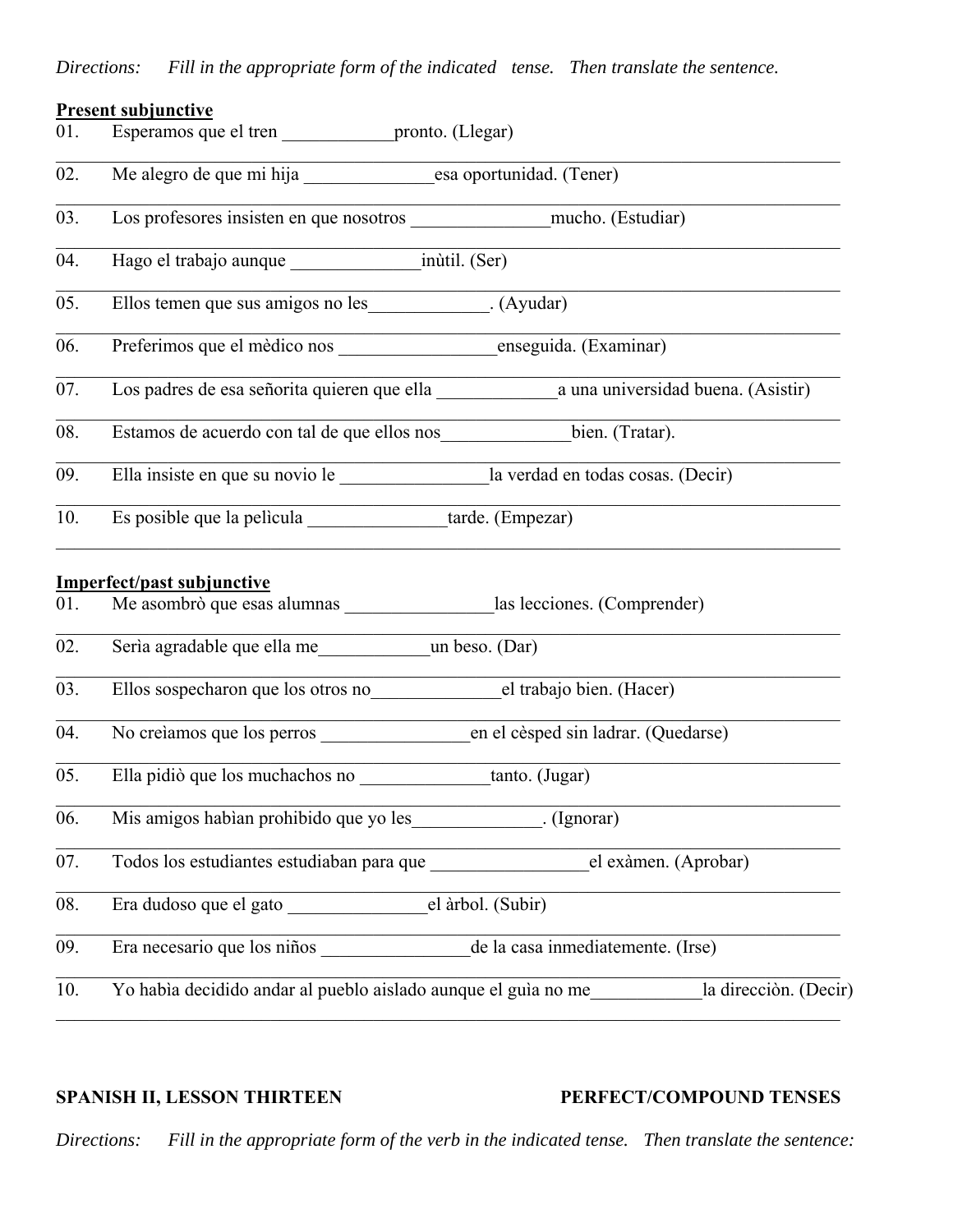*Directions: Fill in the appropriate form of the indicated tense. Then translate the sentence.*

**Present subjunctive**

01. Esperamos que el tren ____________pronto. (Llegar)

_______________________________________________________________________________

02. Me alegro de que mi hija ______________esa oportunidad. (Tener)

_______________________________________________________________________________

03. Los profesores insisten en que nosotros _______________mucho. (Estudiar)

_______________________________________________________________________________

04. Hago el trabajo aunque ______________inùtil. (Ser)

_______________________________________________________________________________

05. Ellos temen que sus amigos no les_____________. (Ayudar)

_______________________________________________________________________________

06. Preferimos que el mèdico nos _________________enseguida. (Examinar)

_______________________________________________________________________________

07. Los padres de esa señorita quieren que ella _____________a una universidad buena. (Asistir)

_______________________________________________________________________________

08. Estamos de acuerdo con tal de que ellos nos______________bien. (Tratar).

_______________________________________________________________________________

09. Ella insiste en que su novio le ________________la verdad en todas cosas. (Decir)

_______________________________________________________________________________

10. Es posible que la pelìcula _______________tarde. (Empezar)

_______________________________________________________________________________

**Imperfect/past subjunctive**

01. Me asombrò que esas alumnas ________________las lecciones. (Comprender)

_______________________________________________________________________________

02. Serìa agradable que ella me____________un beso. (Dar)

_______________________________________________________________________________

03. Ellos sospecharon que los otros no______________el trabajo bien. (Hacer)

_______________________________________________________________________________

04. No creìamos que los perros ________________en el cèsped sin ladrar. (Quedarse)

_______________________________________________________________________________

05. Ella pidiò que los muchachos no ______________tanto. (Jugar)

_______________________________________________________________________________

06. Mis amigos habìan prohibido que yo les______________. (Ignorar)

_______________________________________________________________________________

07. Todos los estudiantes estudiaban para que _________________el exàmen. (Aprobar)

_______________________________________________________________________________

08. Era dudoso que el gato _______________el àrbol. (Subir)

_______________________________________________________________________________

09. Era necesario que los niños ________________de la casa inmediatemente. (Irse)

_______________________________________________________________________________

10. Yo habìa decidido andar al pueblo aislado aunque el guìa no me____________la direcciòn. (Decir)

_______________________________________________________________________________

**SPANISH II, LESSON THIRTEEN** **PERFECT/COMPOUND TENSES**

*Directions: Fill in the appropriate form of the verb in the indicated tense. Then translate the sentence:*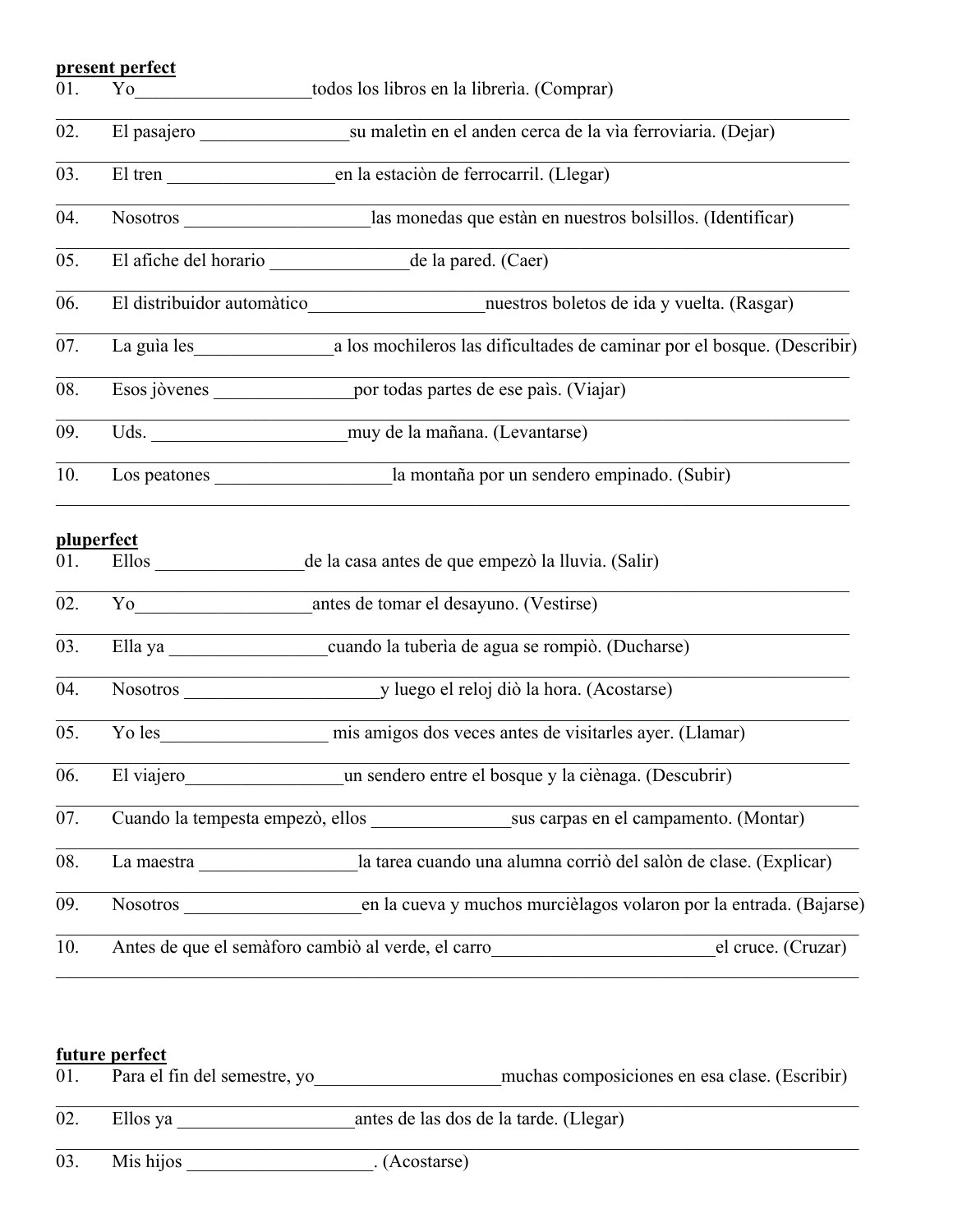**present perfect**

01. Yo___________________todos los libros en la librerìa. (Comprar)

02. El pasajero ________________su maletìn en el anden cerca de la vìa ferroviaria. (Dejar)

03. El tren __________________en la estaciòn de ferrocarril. (Llegar)

04. Nosotros ____________________las monedas que estàn en nuestros bolsillos. (Identificar)

05. El afiche del horario _______________de la pared. (Caer)

06. El distribuidor automàtico___________________nuestros boletos de ida y vuelta. (Rasgar)

07. La guìa les_______________a los mochileros las dificultades de caminar por el bosque. (Describir)

08. Esos jòvenes _______________por todas partes de ese paìs. (Viajar)

09. Uds. _____________________muy de la mañana. (Levantarse)

10. Los peatones ___________________la montaña por un sendero empinado. (Subir)

**pluperfect**

01. Ellos ________________de la casa antes de que empezò la lluvia. (Salir)

02. Yo___________________antes de tomar el desayuno. (Vestirse)

03. Ella ya _________________cuando la tuberìa de agua se rompiò. (Ducharse)

04. Nosotros _____________________y luego el reloj diò la hora. (Acostarse)

05. Yo les__________________ mis amigos dos veces antes de visitarles ayer. (Llamar)

06. El viajero_________________un sendero entre el bosque y la ciènaga. (Descubrir)

07. Cuando la tempesta empezò, ellos _______________sus carpas en el campamento. (Montar)

08. La maestra _________________la tarea cuando una alumna corriò del salòn de clase. (Explicar)

09. Nosotros ___________________en la cueva y muchos murcièlagos volaron por la entrada. (Bajarse)

10. Antes de que el semàforo cambiò al verde, el carro________________________el cruce. (Cruzar)

**future perfect**

01. Para el fin del semestre, yo____________________muchas composiciones en esa clase. (Escribir)

02. Ellos ya ___________________antes de las dos de la tarde. (Llegar)

03. Mis hijos ____________________. (Acostarse)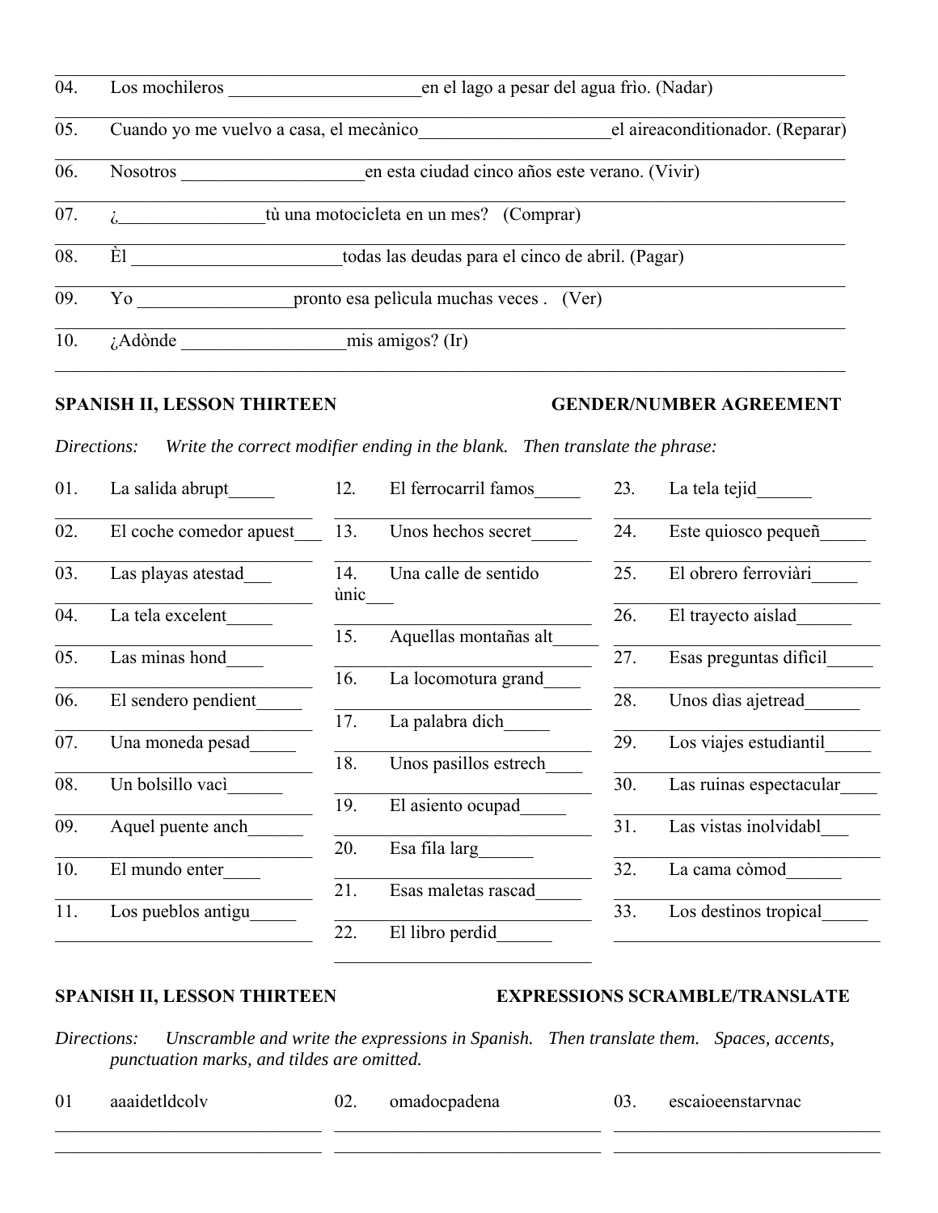04. Los mochileros _____________________ en el lago a pesar del agua frìo. (Nadar)

05. Cuando yo me vuelvo a casa, el mecànico_____________________ el aireaconditionador. (Reparar)

06. Nosotros ____________________ en esta ciudad cinco años este verano. (Vivir)

07. ¿________________ tù una motocicleta en un mes? (Comprar)

08. Èl _______________________ todas las deudas para el cinco de abril. (Pagar)

09. Yo _________________ pronto esa pelìcula muchas veces . (Ver)

10. ¿Adònde __________________ mis amigos? (Ir)

## SPANISH II, LESSON THIRTEEN — GENDER/NUMBER AGREEMENT

*Directions: Write the correct modifier ending in the blank. Then translate the phrase:*

01. La salida abrupt_____
02. El coche comedor apuest___
03. Las playas atestad___
04. La tela excelent_____
05. Las minas hond____
06. El sendero pendient_____
07. Una moneda pesad_____
08. Un bolsillo vacì______
09. Aquel puente anch______
10. El mundo enter____
11. Los pueblos antigu_____
12. El ferrocarril famos_____
13. Unos hechos secret_____
14. Una calle de sentido ùnic___
15. Aquellas montañas alt_____
16. La locomotura grand____
17. La palabra dich_____
18. Unos pasillos estrech____
19. El asiento ocupad_____
20. Esa fila larg______
21. Esas maletas rascad_____
22. El libro perdid______
23. La tela tejid______
24. Este quiosco pequeñ_____
25. El obrero ferroviàri_____
26. El trayecto aislad______
27. Esas preguntas difìcil_____
28. Unos dìas ajetread______
29. Los viajes estudiantil_____
30. Las ruinas espectacular____
31. Las vistas inolvidabl___
32. La cama còmod______
33. Los destinos tropical_____

## SPANISH II, LESSON THIRTEEN — EXPRESSIONS SCRAMBLE/TRANSLATE

*Directions: Unscramble and write the expressions in Spanish. Then translate them. Spaces, accents, punctuation marks, and tildes are omitted.*

01 aaaidetldcolv

02. omadocpadena

03. escaioeenstarvnac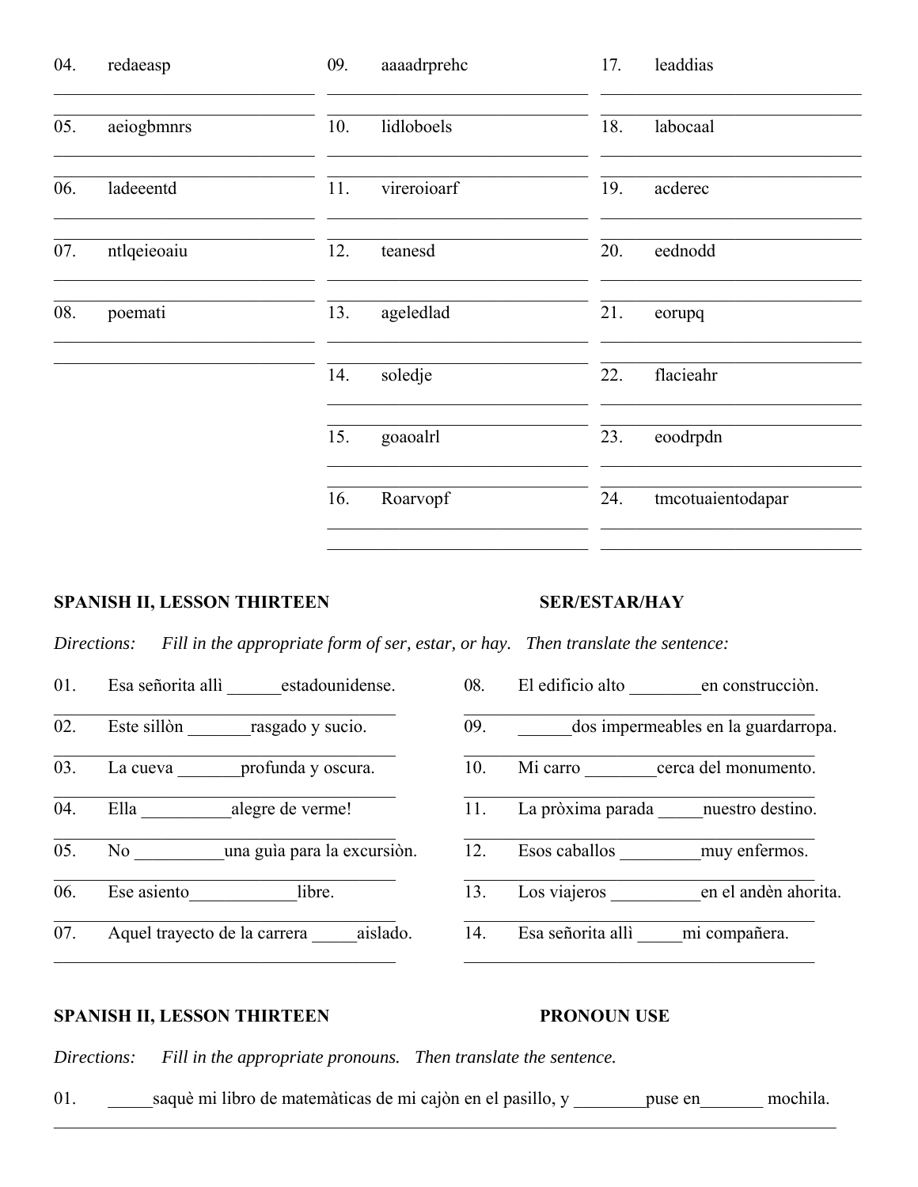04. redaeasp

05. aeiogbmnrs

06. ladeeentd

07. ntlqeieoaiu

08. poemati

09. aaaadrprehc

10. lidloboels

11. vireroioarf

12. teanesd

13. ageledlad

14. soledje

15. goaoalrl

16. Roarvopf

17. leaddias

18. labocaal

19. acderec

20. eednodd

21. eorupq

22. flacieahr

23. eoodrpdn

24. tmcotuaientodapar

**SPANISH II, LESSON THIRTEEN** **SER/ESTAR/HAY**

*Directions: Fill in the appropriate form of ser, estar, or hay. Then translate the sentence:*

01. Esa señorita allì ______estadounidense.
02. Este sillòn _______rasgado y sucio.
03. La cueva _______profunda y oscura.
04. Ella __________alegre de verme!
05. No __________una guìa para la excursiòn.
06. Ese asiento____________libre.
07. Aquel trayecto de la carrera _____aislado.
08. El edificio alto ________en construcciòn.
09. ______dos impermeables en la guardarropa.
10. Mi carro ________cerca del monumento.
11. La pròxima parada _____nuestro destino.
12. Esos caballos _________muy enfermos.
13. Los viajeros __________en el andèn ahorita.
14. Esa señorita allì _____mi compañera.

**SPANISH II, LESSON THIRTEEN** **PRONOUN USE**

*Directions: Fill in the appropriate pronouns. Then translate the sentence.*

01. _____saquè mi libro de matemàticas de mi cajòn en el pasillo, y ________puse en_______ mochila.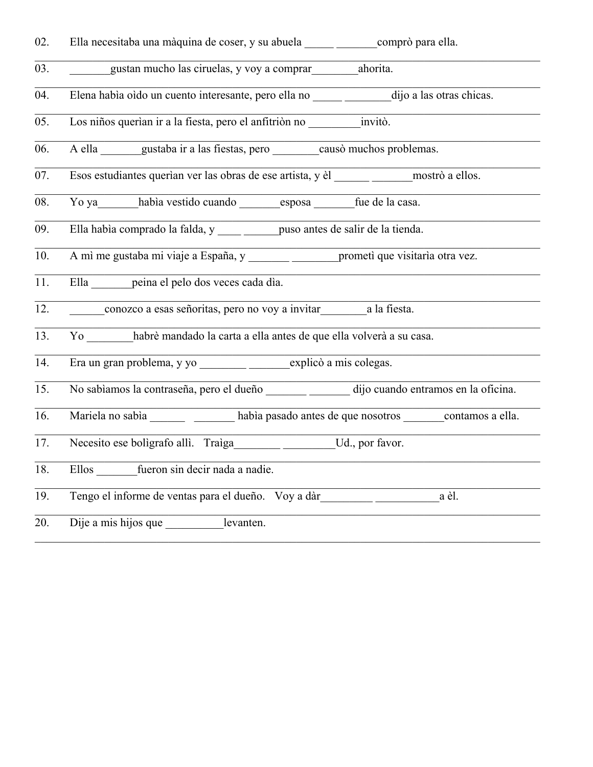02. Ella necesitaba una màquina de coser, y su abuela _____ _______comprò para ella.

03. _______gustan mucho las ciruelas, y voy a comprar________ahorita.

04. Elena habìa oìdo un cuento interesante, pero ella no _____ ________dijo a las otras chicas.

05. Los niños querìan ir a la fiesta, pero el anfitriòn no _________invitò.

06. A ella _______gustaba ir a las fiestas, pero ________causò muchos problemas.

07. Esos estudiantes querìan ver las obras de ese artista, y èl ______ _______mostrò a ellos.

08. Yo ya_______habìa vestido cuando _______esposa _______fue de la casa.

09. Ella habìa comprado la falda, y ____ ______puso antes de salir de la tienda.

10. A mì me gustaba mi viaje a España, y _______ ________prometì que visitarìa otra vez.

11. Ella _______peina el pelo dos veces cada dìa.

12. ______conozco a esas señoritas, pero no voy a invitar________a la fiesta.

13. Yo ________habrè mandado la carta a ella antes de que ella volverà a su casa.

14. Era un gran problema, y yo ________ _______explicò a mis colegas.

15. No sabìamos la contraseña, pero el dueño _______ _______ dijo cuando entramos en la oficina.

16. Mariela no sabìa ______ _______ habìa pasado antes de que nosotros _______contamos a ella.

17. Necesito ese bolìgrafo allì. Traìga________ _________Ud., por favor.

18. Ellos _______fueron sin decir nada a nadie.

19. Tengo el informe de ventas para el dueño. Voy a dàr_________ ___________a èl.

20. Dije a mis hijos que __________levanten.